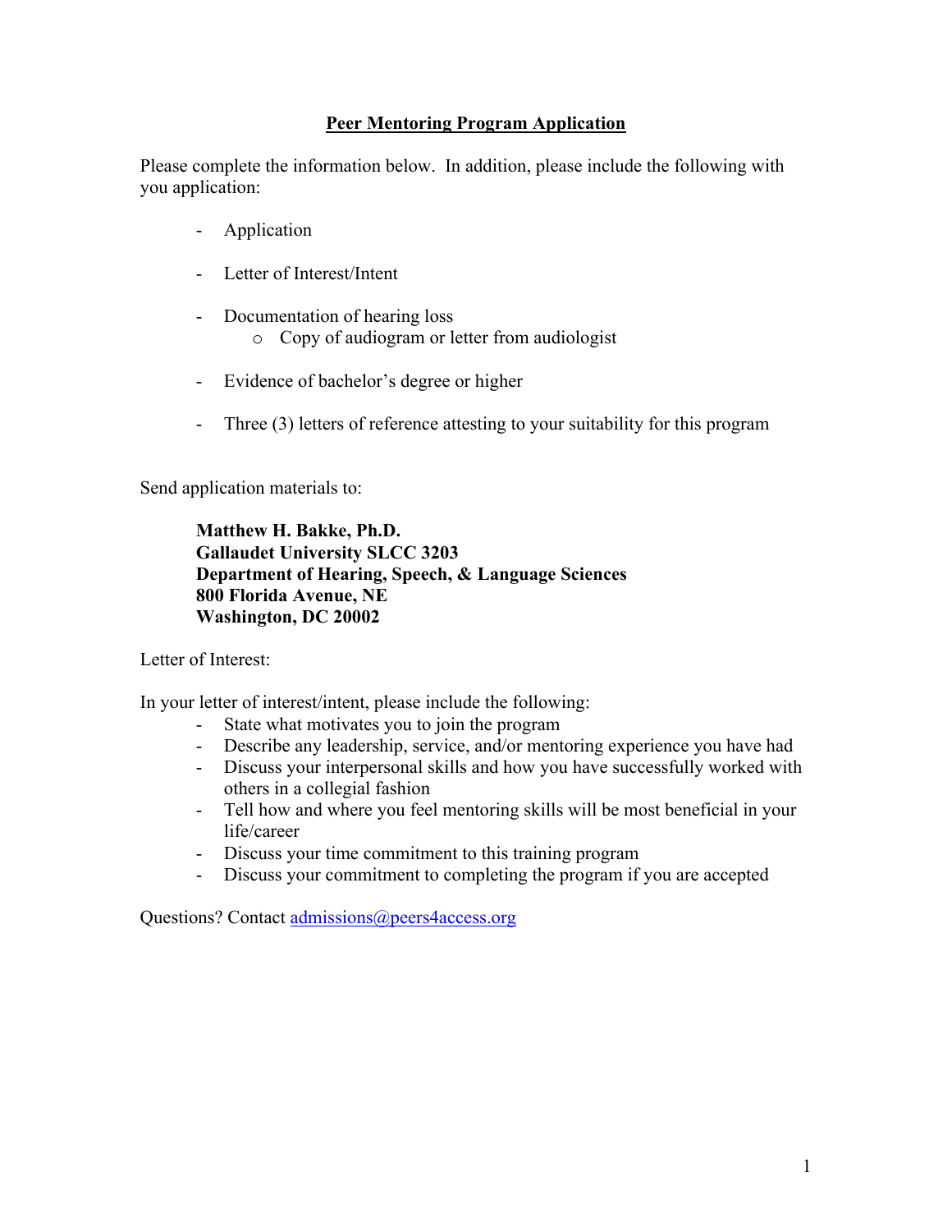# Peer Mentoring Program Application

Please complete the information below. In addition, please include the following with you application:

- Application
- Letter of Interest/Intent
- Documentation of hearing loss
  - Copy of audiogram or letter from audiologist
- Evidence of bachelor's degree or higher
- Three (3) letters of reference attesting to your suitability for this program

Send application materials to:

**Matthew H. Bakke, Ph.D.**
**Gallaudet University SLCC 3203**
**Department of Hearing, Speech, & Language Sciences**
**800 Florida Avenue, NE**
**Washington, DC 20002**

Letter of Interest:

In your letter of interest/intent, please include the following:

- State what motivates you to join the program
- Describe any leadership, service, and/or mentoring experience you have had
- Discuss your interpersonal skills and how you have successfully worked with others in a collegial fashion
- Tell how and where you feel mentoring skills will be most beneficial in your life/career
- Discuss your time commitment to this training program
- Discuss your commitment to completing the program if you are accepted

Questions? Contact admissions@peers4access.org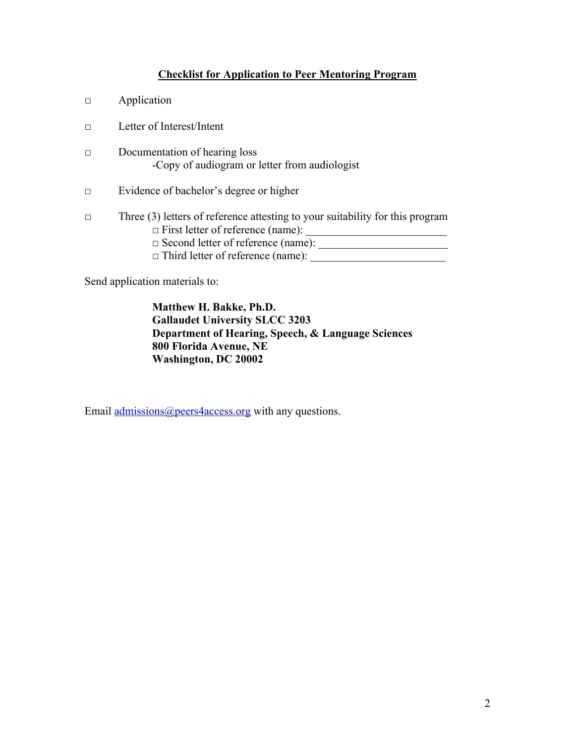## Checklist for Application to Peer Mentoring Program

- □ Application
- □ Letter of Interest/Intent
- □ Documentation of hearing loss
  - -Copy of audiogram or letter from audiologist
- □ Evidence of bachelor's degree or higher
- □ Three (3) letters of reference attesting to your suitability for this program
  - □ First letter of reference (name): ________________________
  - □ Second letter of reference (name): ______________________
  - □ Third letter of reference (name): _______________________

Send application materials to:

> **Matthew H. Bakke, Ph.D.**
> **Gallaudet University SLCC 3203**
> **Department of Hearing, Speech, & Language Sciences**
> **800 Florida Avenue, NE**
> **Washington, DC 20002**

Email admissions@peers4access.org with any questions.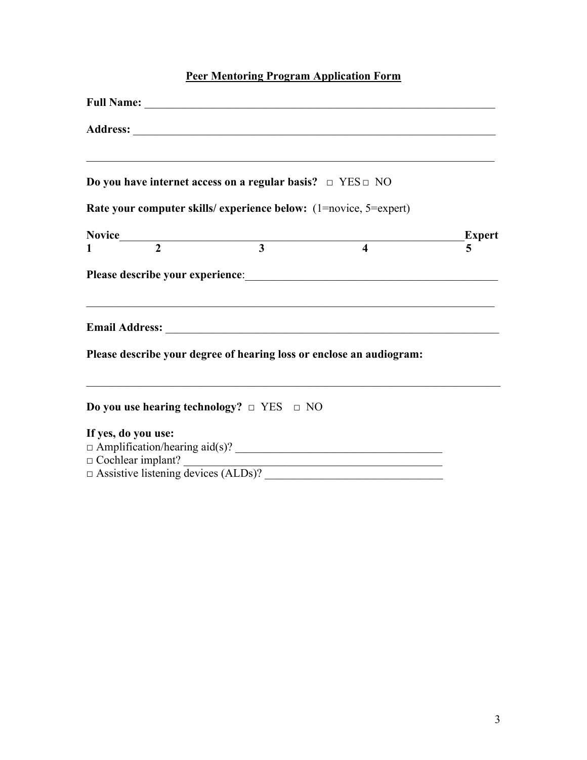**Peer Mentoring Program Application Form**

**Full Name:** ___________________________________________________________________

**Address:** _____________________________________________________________________

__________________________________________________________________________________

**Do you have internet access on a regular basis?** □ YES □ NO

**Rate your computer skills/ experience below:** (1=novice, 5=expert)

**Novice**______________________________________________________________**Expert**

**1** **2** **3** **4** **5**

**Please describe your experience**:_____________________________________________

__________________________________________________________________________________

**Email Address:** ______________________________________________________________

**Please describe your degree of hearing loss or enclose an audiogram:**

__________________________________________________________________________________

**Do you use hearing technology?** □ YES □ NO

**If yes, do you use:**

□ Amplification/hearing aid(s)? ____________________________________

□ Cochlear implant? ______________________________________________

□ Assistive listening devices (ALDs)? ______________________________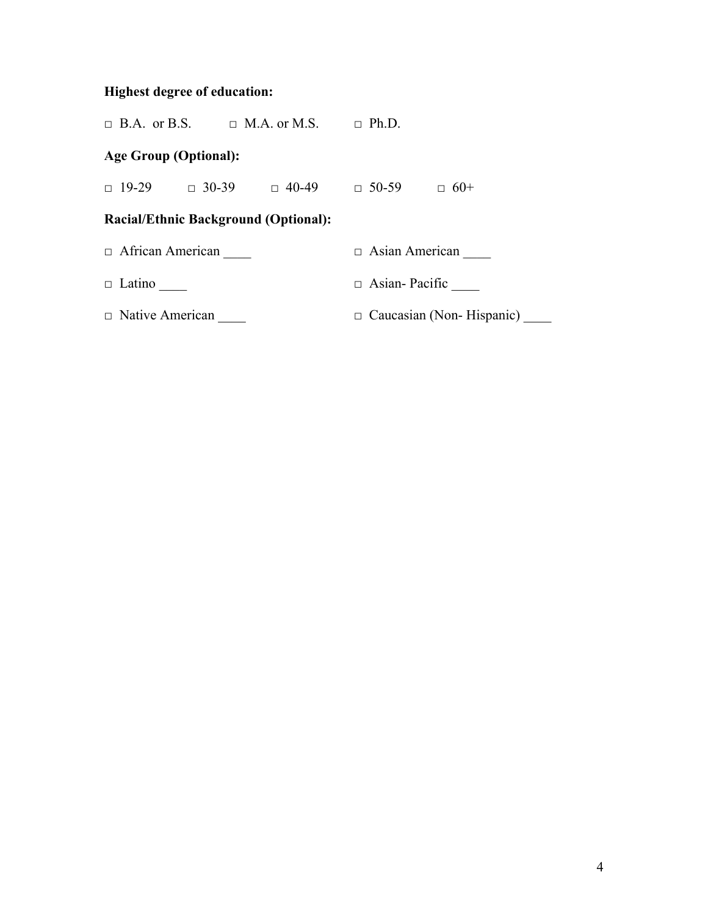**Highest degree of education:**

□ B.A. or B.S. □ M.A. or M.S. □ Ph.D.

**Age Group (Optional):**

□ 19-29 □ 30-39 □ 40-49 □ 50-59 □ 60+

**Racial/Ethnic Background (Optional):**

□ African American ____

□ Asian American ____

□ Latino ____

□ Asian- Pacific ____

□ Native American ____

□ Caucasian (Non- Hispanic) ____